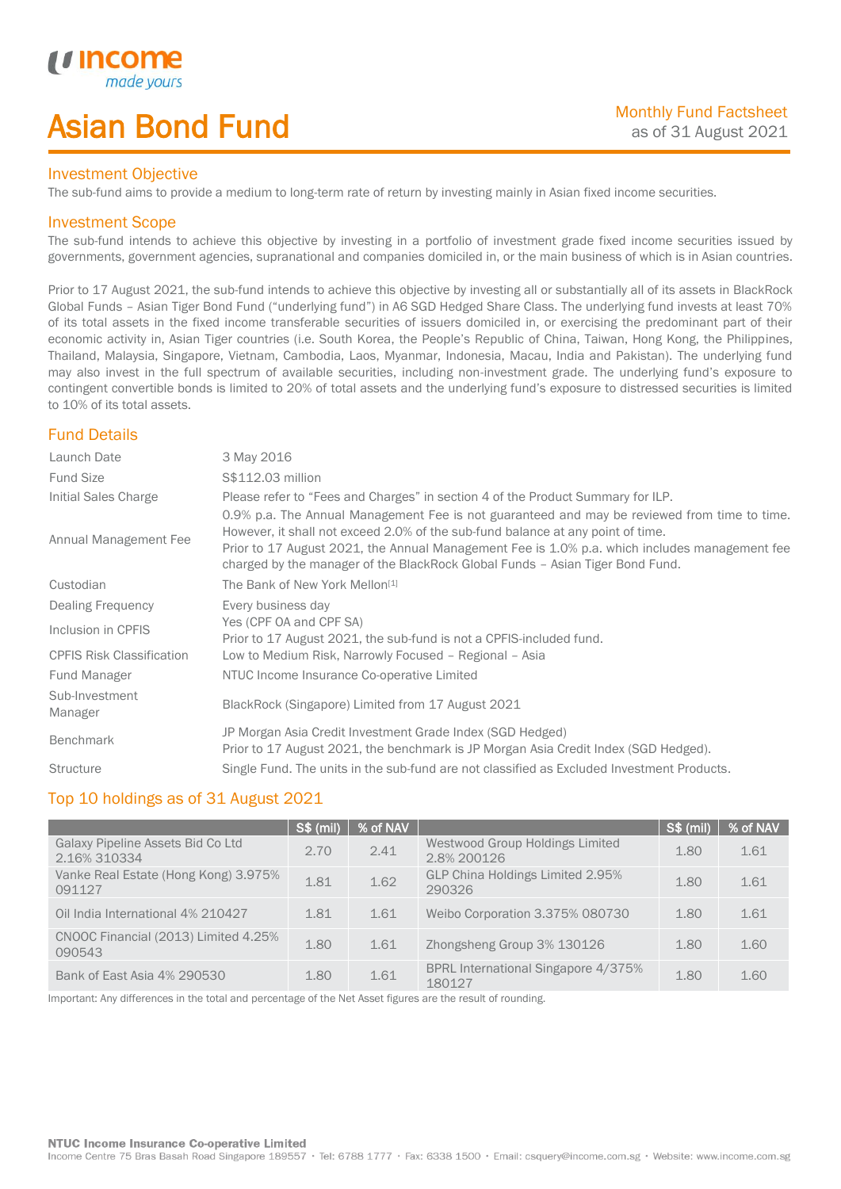# Asian Bond Fund

Monthly Fund Factsheet
as of 31 August 2021

## Investment Objective

The sub-fund aims to provide a medium to long-term rate of return by investing mainly in Asian fixed income securities.

## Investment Scope

The sub-fund intends to achieve this objective by investing in a portfolio of investment grade fixed income securities issued by governments, government agencies, supranational and companies domiciled in, or the main business of which is in Asian countries.

Prior to 17 August 2021, the sub-fund intends to achieve this objective by investing all or substantially all of its assets in BlackRock Global Funds – Asian Tiger Bond Fund ("underlying fund") in A6 SGD Hedged Share Class. The underlying fund invests at least 70% of its total assets in the fixed income transferable securities of issuers domiciled in, or exercising the predominant part of their economic activity in, Asian Tiger countries (i.e. South Korea, the People's Republic of China, Taiwan, Hong Kong, the Philippines, Thailand, Malaysia, Singapore, Vietnam, Cambodia, Laos, Myanmar, Indonesia, Macau, India and Pakistan). The underlying fund may also invest in the full spectrum of available securities, including non-investment grade. The underlying fund's exposure to contingent convertible bonds is limited to 20% of total assets and the underlying fund's exposure to distressed securities is limited to 10% of its total assets.

## Fund Details

| | |
|---|---|
| Launch Date | 3 May 2016 |
| Fund Size | S$112.03 million |
| Initial Sales Charge | Please refer to "Fees and Charges" in section 4 of the Product Summary for ILP. |
| Annual Management Fee | 0.9% p.a. The Annual Management Fee is not guaranteed and may be reviewed from time to time. However, it shall not exceed 2.0% of the sub-fund balance at any point of time. Prior to 17 August 2021, the Annual Management Fee is 1.0% p.a. which includes management fee charged by the manager of the BlackRock Global Funds – Asian Tiger Bond Fund. |
| Custodian | The Bank of New York Mellon[1] |
| Dealing Frequency | Every business day |
| Inclusion in CPFIS | Yes (CPF OA and CPF SA) Prior to 17 August 2021, the sub-fund is not a CPFIS-included fund. |
| CPFIS Risk Classification | Low to Medium Risk, Narrowly Focused – Regional – Asia |
| Fund Manager | NTUC Income Insurance Co-operative Limited |
| Sub-Investment Manager | BlackRock (Singapore) Limited from 17 August 2021 |
| Benchmark | JP Morgan Asia Credit Investment Grade Index (SGD Hedged) Prior to 17 August 2021, the benchmark is JP Morgan Asia Credit Index (SGD Hedged). |
| Structure | Single Fund. The units in the sub-fund are not classified as Excluded Investment Products. |

## Top 10 holdings as of 31 August 2021

| | S$ (mil) | % of NAV | | S$ (mil) | % of NAV |
|---|---|---|---|---|---|
| Galaxy Pipeline Assets Bid Co Ltd 2.16% 310334 | 2.70 | 2.41 | Westwood Group Holdings Limited 2.8% 200126 | 1.80 | 1.61 |
| Vanke Real Estate (Hong Kong) 3.975% 091127 | 1.81 | 1.62 | GLP China Holdings Limited 2.95% 290326 | 1.80 | 1.61 |
| Oil India International 4% 210427 | 1.81 | 1.61 | Weibo Corporation 3.375% 080730 | 1.80 | 1.61 |
| CNOOC Financial (2013) Limited 4.25% 090543 | 1.80 | 1.61 | Zhongsheng Group 3% 130126 | 1.80 | 1.60 |
| Bank of East Asia 4% 290530 | 1.80 | 1.61 | BPRL International Singapore 4/375% 180127 | 1.80 | 1.60 |

Important: Any differences in the total and percentage of the Net Asset figures are the result of rounding.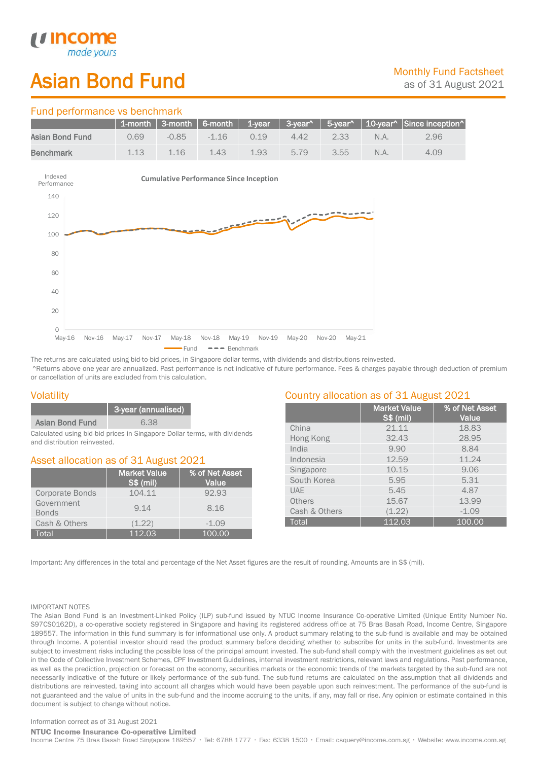income
made yours

# Asian Bond Fund

Monthly Fund Factsheet
as of 31 August 2021

## Fund performance vs benchmark

| | 1-month | 3-month | 6-month | 1-year | 3-year^ | 5-year^ | 10-year^ | Since inception^ |
|---|---|---|---|---|---|---|---|---|
| Asian Bond Fund | 0.69 | -0.85 | -1.16 | 0.19 | 4.42 | 2.33 | N.A. | 2.96 |
| Benchmark | 1.13 | 1.16 | 1.43 | 1.93 | 5.79 | 3.55 | N.A. | 4.09 |

Cumulative Performance Since Inception

Indexed Performance

140
120
100
80
60
40
20
0

May-16 Nov-16 May-17 Nov-17 May-18 Nov-18 May-19 Nov-19 May-20 Nov-20 May-21

Fund — Benchmark

The returns are calculated using bid-to-bid prices, in Singapore dollar terms, with dividends and distributions reinvested.
^Returns above one year are annualized. Past performance is not indicative of future performance. Fees & charges payable through deduction of premium or cancellation of units are excluded from this calculation.

## Volatility

| | 3-year (annualised) |
|---|---|
| Asian Bond Fund | 6.38 |

Calculated using bid-bid prices in Singapore Dollar terms, with dividends and distribution reinvested.

## Asset allocation as of 31 August 2021

| | Market Value S$ (mil) | % of Net Asset Value |
|---|---|---|
| Corporate Bonds | 104.11 | 92.93 |
| Government Bonds | 9.14 | 8.16 |
| Cash & Others | (1.22) | -1.09 |
| Total | 112.03 | 100.00 |

## Country allocation as of 31 August 2021

| | Market Value S$ (mil) | % of Net Asset Value |
|---|---|---|
| China | 21.11 | 18.83 |
| Hong Kong | 32.43 | 28.95 |
| India | 9.90 | 8.84 |
| Indonesia | 12.59 | 11.24 |
| Singapore | 10.15 | 9.06 |
| South Korea | 5.95 | 5.31 |
| UAE | 5.45 | 4.87 |
| Others | 15.67 | 13.99 |
| Cash & Others | (1.22) | -1.09 |
| Total | 112.03 | 100.00 |

Important: Any differences in the total and percentage of the Net Asset figures are the result of rounding. Amounts are in S$ (mil).

IMPORTANT NOTES

The Asian Bond Fund is an Investment-Linked Policy (ILP) sub-fund issued by NTUC Income Insurance Co-operative Limited (Unique Entity Number No. S97CS0162D), a co-operative society registered in Singapore and having its registered address office at 75 Bras Basah Road, Income Centre, Singapore 189557. The information in this fund summary is for informational use only. A product summary relating to the sub-fund is available and may be obtained through Income. A potential investor should read the product summary before deciding whether to subscribe for units in the sub-fund. Investments are subject to investment risks including the possible loss of the principal amount invested. The sub-fund shall comply with the investment guidelines as set out in the Code of Collective Investment Schemes, CPF Investment Guidelines, internal investment restrictions, relevant laws and regulations. Past performance, as well as the prediction, projection or forecast on the economy, securities markets or the economic trends of the markets targeted by the sub-fund are not necessarily indicative of the future or likely performance of the sub-fund. The sub-fund returns are calculated on the assumption that all dividends and distributions are reinvested, taking into account all charges which would have been payable upon such reinvestment. The performance of the sub-fund is not guaranteed and the value of units in the sub-fund and the income accruing to the units, if any, may fall or rise. Any opinion or estimate contained in this document is subject to change without notice.

Information correct as of 31 August 2021

**NTUC Income Insurance Co-operative Limited**
Income Centre 75 Bras Basah Road Singapore 189557 • Tel: 6788 1777 • Fax: 6338 1500 • Email: csquery@income.com.sg • Website: www.income.com.sg